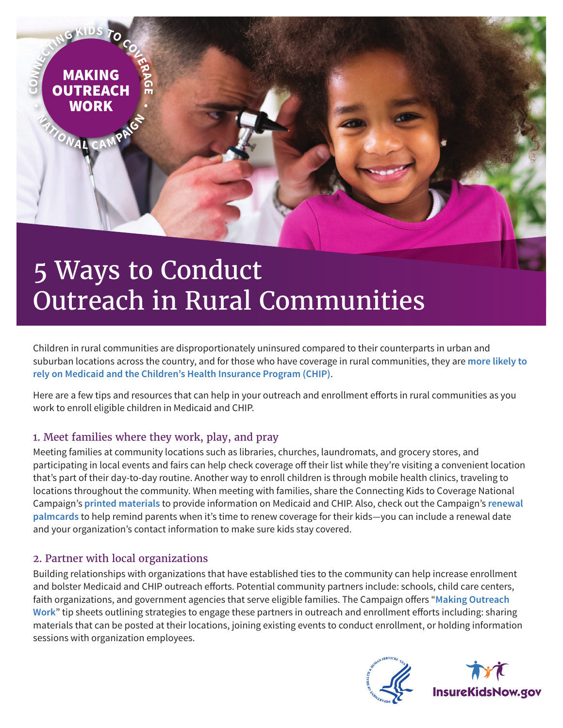MAKING OUTREACH WORK

CONNECTING KIDS TO COVERAGE • NATIONAL CAMPAIGN •

# 5 Ways to Conduct Outreach in Rural Communities

Children in rural communities are disproportionately uninsured compared to their counterparts in urban and suburban locations across the country, and for those who have coverage in rural communities, they are **more likely to rely on Medicaid and the Children's Health Insurance Program (CHIP)**.

Here are a few tips and resources that can help in your outreach and enrollment efforts in rural communities as you work to enroll eligible children in Medicaid and CHIP.

## 1. Meet families where they work, play, and pray

Meeting families at community locations such as libraries, churches, laundromats, and grocery stores, and participating in local events and fairs can help check coverage off their list while they're visiting a convenient location that's part of their day-to-day routine. Another way to enroll children is through mobile health clinics, traveling to locations throughout the community. When meeting with families, share the Connecting Kids to Coverage National Campaign's **printed materials** to provide information on Medicaid and CHIP. Also, check out the Campaign's **renewal palmcards** to help remind parents when it's time to renew coverage for their kids—you can include a renewal date and your organization's contact information to make sure kids stay covered.

## 2. Partner with local organizations

Building relationships with organizations that have established ties to the community can help increase enrollment and bolster Medicaid and CHIP outreach efforts. Potential community partners include: schools, child care centers, faith organizations, and government agencies that serve eligible families. The Campaign offers "**Making Outreach Work**" tip sheets outlining strategies to engage these partners in outreach and enrollment efforts including: sharing materials that can be posted at their locations, joining existing events to conduct enrollment, or holding information sessions with organization employees.

InsureKidsNow.gov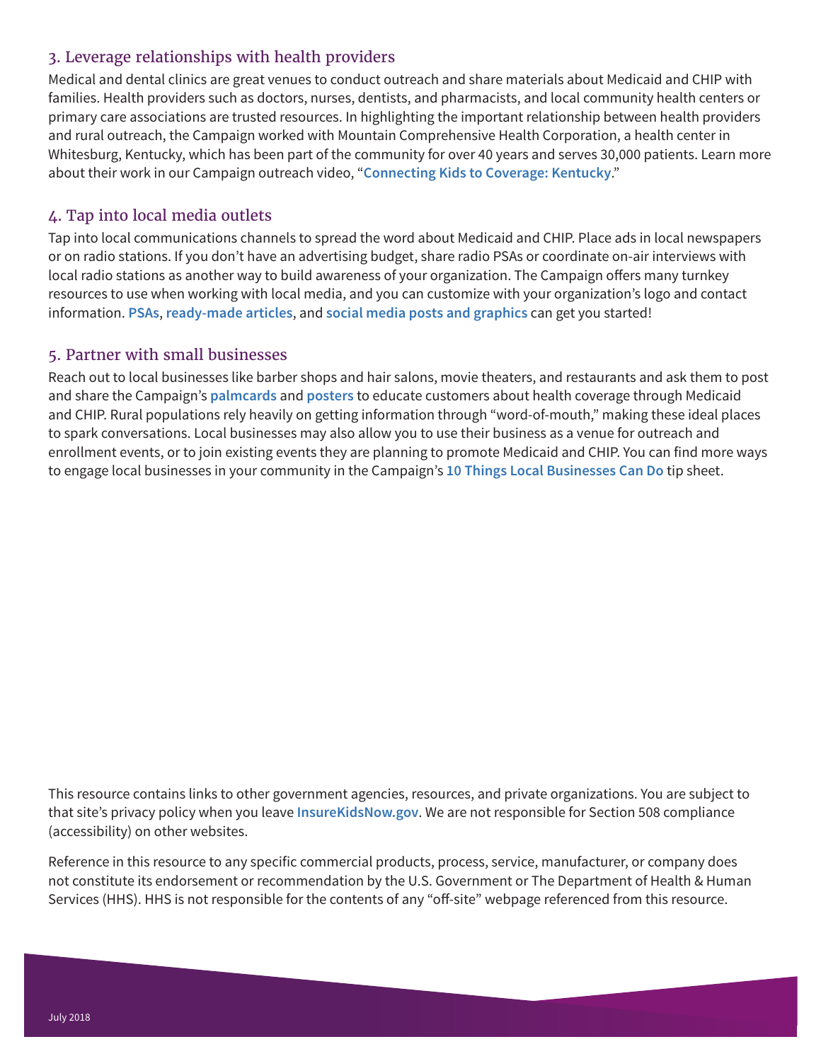### 3. Leverage relationships with health providers

Medical and dental clinics are great venues to conduct outreach and share materials about Medicaid and CHIP with families. Health providers such as doctors, nurses, dentists, and pharmacists, and local community health centers or primary care associations are trusted resources. In highlighting the important relationship between health providers and rural outreach, the Campaign worked with Mountain Comprehensive Health Corporation, a health center in Whitesburg, Kentucky, which has been part of the community for over 40 years and serves 30,000 patients. Learn more about their work in our Campaign outreach video, "**Connecting Kids to Coverage: Kentucky**."

### 4. Tap into local media outlets

Tap into local communications channels to spread the word about Medicaid and CHIP. Place ads in local newspapers or on radio stations. If you don't have an advertising budget, share radio PSAs or coordinate on-air interviews with local radio stations as another way to build awareness of your organization. The Campaign offers many turnkey resources to use when working with local media, and you can customize with your organization's logo and contact information. **PSAs**, **ready-made articles**, and **social media posts and graphics** can get you started!

### 5. Partner with small businesses

Reach out to local businesses like barber shops and hair salons, movie theaters, and restaurants and ask them to post and share the Campaign's **palmcards** and **posters** to educate customers about health coverage through Medicaid and CHIP. Rural populations rely heavily on getting information through "word-of-mouth," making these ideal places to spark conversations. Local businesses may also allow you to use their business as a venue for outreach and enrollment events, or to join existing events they are planning to promote Medicaid and CHIP. You can find more ways to engage local businesses in your community in the Campaign's **10 Things Local Businesses Can Do** tip sheet.

This resource contains links to other government agencies, resources, and private organizations. You are subject to that site's privacy policy when you leave **InsureKidsNow.gov**. We are not responsible for Section 508 compliance (accessibility) on other websites.

Reference in this resource to any specific commercial products, process, service, manufacturer, or company does not constitute its endorsement or recommendation by the U.S. Government or The Department of Health & Human Services (HHS). HHS is not responsible for the contents of any "off-site" webpage referenced from this resource.

July 2018